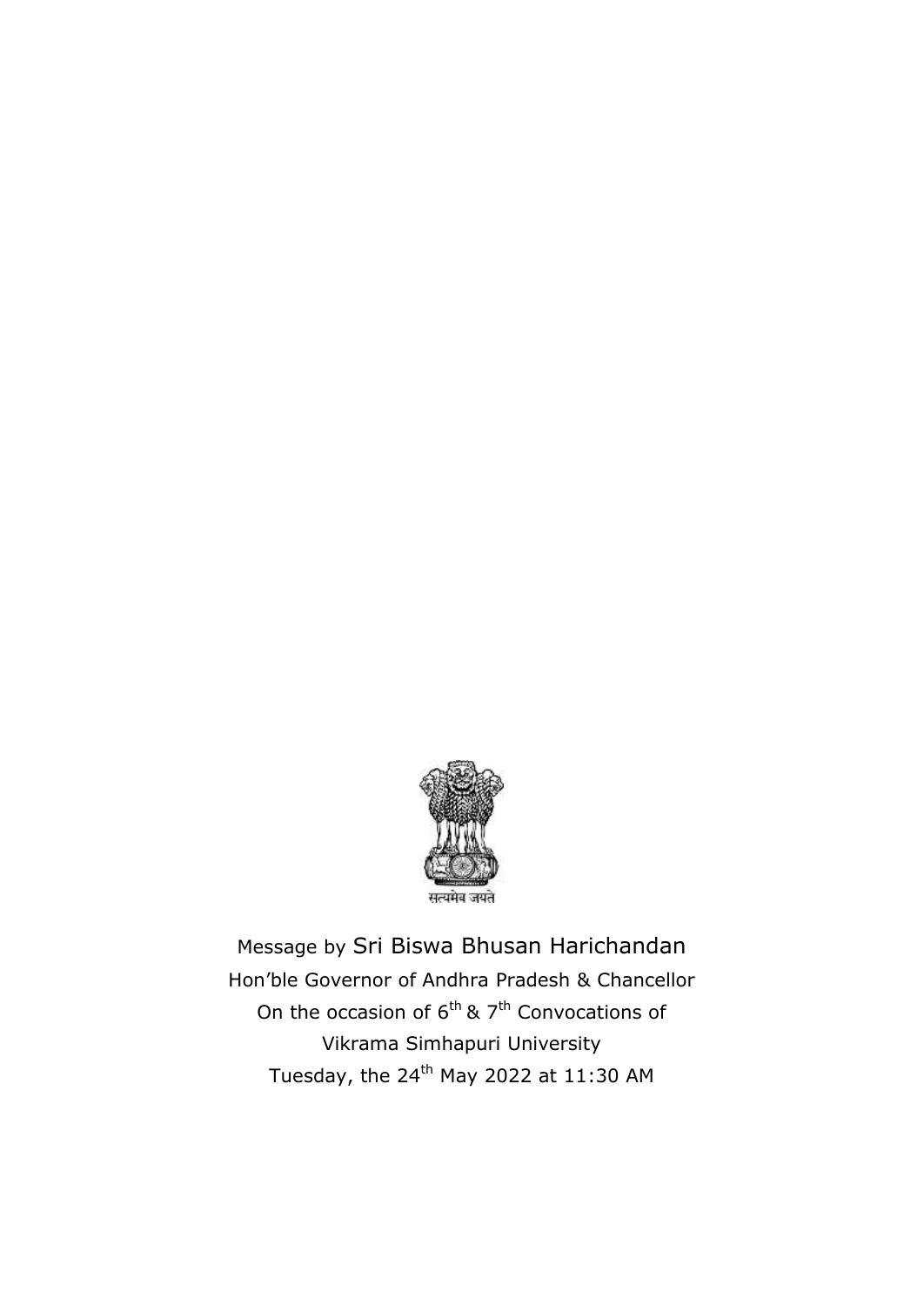सत्यमेव जयते

Message by Sri Biswa Bhusan Harichandan

Hon'ble Governor of Andhra Pradesh & Chancellor

On the occasion of 6th & 7th Convocations of

Vikrama Simhapuri University

Tuesday, the 24th May 2022 at 11:30 AM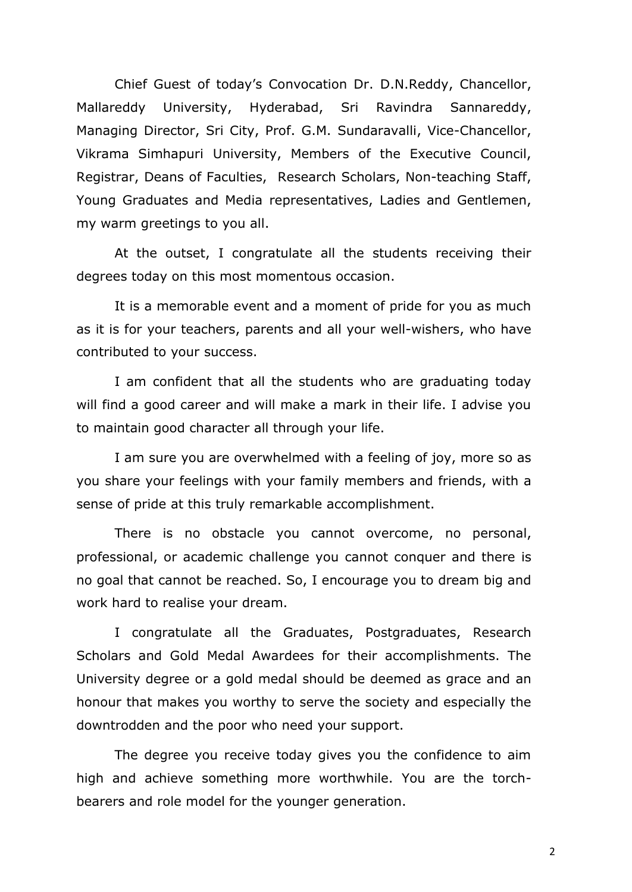Chief Guest of today's Convocation Dr. D.N.Reddy, Chancellor, Mallareddy University, Hyderabad, Sri Ravindra Sannareddy, Managing Director, Sri City, Prof. G.M. Sundaravalli, Vice-Chancellor, Vikrama Simhapuri University, Members of the Executive Council, Registrar, Deans of Faculties, Research Scholars, Non-teaching Staff, Young Graduates and Media representatives, Ladies and Gentlemen, my warm greetings to you all.

At the outset, I congratulate all the students receiving their degrees today on this most momentous occasion.

It is a memorable event and a moment of pride for you as much as it is for your teachers, parents and all your well-wishers, who have contributed to your success.

I am confident that all the students who are graduating today will find a good career and will make a mark in their life. I advise you to maintain good character all through your life.

I am sure you are overwhelmed with a feeling of joy, more so as you share your feelings with your family members and friends, with a sense of pride at this truly remarkable accomplishment.

There is no obstacle you cannot overcome, no personal, professional, or academic challenge you cannot conquer and there is no goal that cannot be reached. So, I encourage you to dream big and work hard to realise your dream.

I congratulate all the Graduates, Postgraduates, Research Scholars and Gold Medal Awardees for their accomplishments. The University degree or a gold medal should be deemed as grace and an honour that makes you worthy to serve the society and especially the downtrodden and the poor who need your support.

The degree you receive today gives you the confidence to aim high and achieve something more worthwhile. You are the torch-bearers and role model for the younger generation.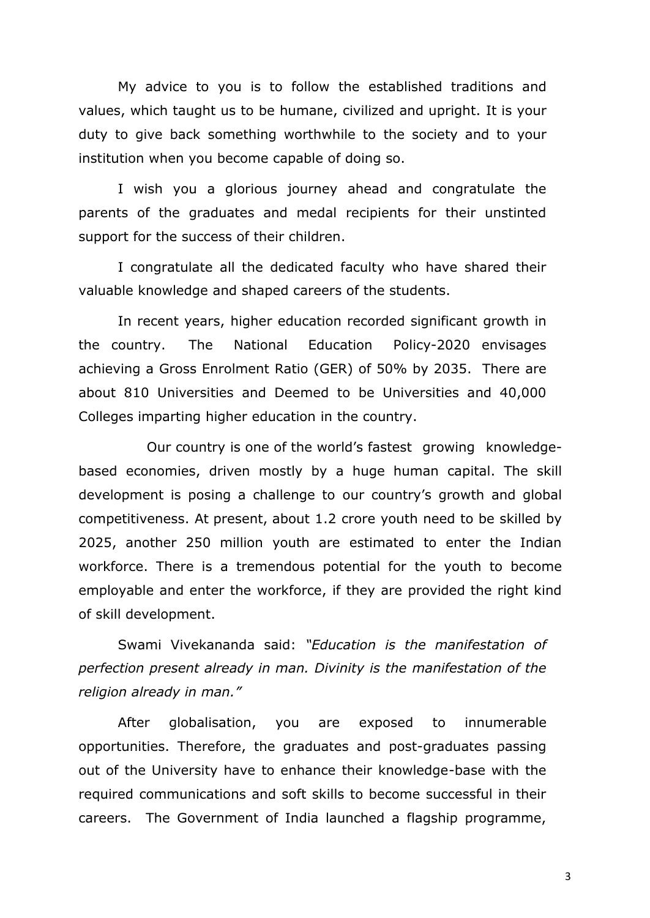My advice to you is to follow the established traditions and values, which taught us to be humane, civilized and upright. It is your duty to give back something worthwhile to the society and to your institution when you become capable of doing so.

I wish you a glorious journey ahead and congratulate the parents of the graduates and medal recipients for their unstinted support for the success of their children.

I congratulate all the dedicated faculty who have shared their valuable knowledge and shaped careers of the students.

In recent years, higher education recorded significant growth in the country. The National Education Policy-2020 envisages achieving a Gross Enrolment Ratio (GER) of 50% by 2035. There are about 810 Universities and Deemed to be Universities and 40,000 Colleges imparting higher education in the country.

Our country is one of the world's fastest growing knowledge-based economies, driven mostly by a huge human capital. The skill development is posing a challenge to our country's growth and global competitiveness. At present, about 1.2 crore youth need to be skilled by 2025, another 250 million youth are estimated to enter the Indian workforce. There is a tremendous potential for the youth to become employable and enter the workforce, if they are provided the right kind of skill development.

Swami Vivekananda said: *"Education is the manifestation of perfection present already in man. Divinity is the manifestation of the religion already in man."*

After globalisation, you are exposed to innumerable opportunities. Therefore, the graduates and post-graduates passing out of the University have to enhance their knowledge-base with the required communications and soft skills to become successful in their careers. The Government of India launched a flagship programme,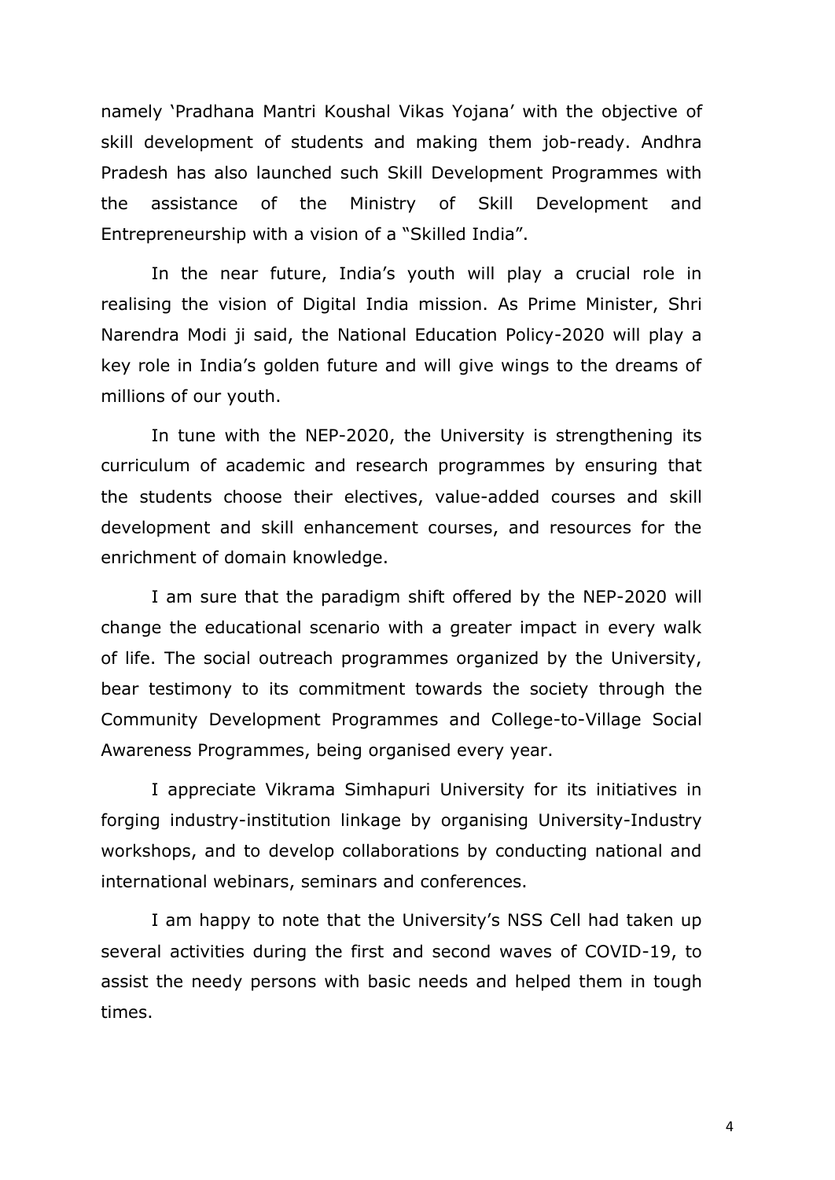namely 'Pradhana Mantri Koushal Vikas Yojana' with the objective of skill development of students and making them job-ready. Andhra Pradesh has also launched such Skill Development Programmes with the assistance of the Ministry of Skill Development and Entrepreneurship with a vision of a "Skilled India".

In the near future, India's youth will play a crucial role in realising the vision of Digital India mission. As Prime Minister, Shri Narendra Modi ji said, the National Education Policy-2020 will play a key role in India's golden future and will give wings to the dreams of millions of our youth.

In tune with the NEP-2020, the University is strengthening its curriculum of academic and research programmes by ensuring that the students choose their electives, value-added courses and skill development and skill enhancement courses, and resources for the enrichment of domain knowledge.

I am sure that the paradigm shift offered by the NEP-2020 will change the educational scenario with a greater impact in every walk of life. The social outreach programmes organized by the University, bear testimony to its commitment towards the society through the Community Development Programmes and College-to-Village Social Awareness Programmes, being organised every year.

I appreciate Vikrama Simhapuri University for its initiatives in forging industry-institution linkage by organising University-Industry workshops, and to develop collaborations by conducting national and international webinars, seminars and conferences.

I am happy to note that the University's NSS Cell had taken up several activities during the first and second waves of COVID-19, to assist the needy persons with basic needs and helped them in tough times.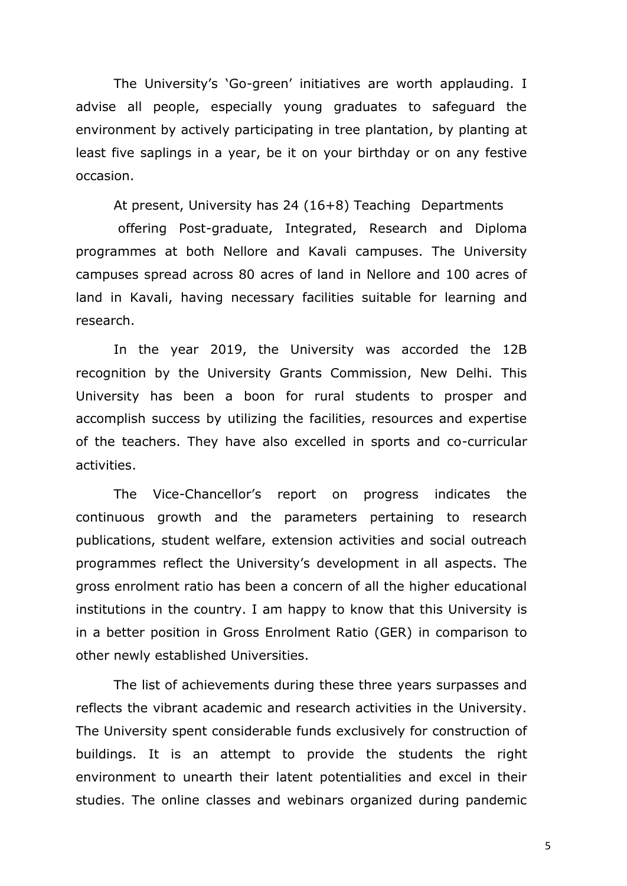The University's 'Go-green' initiatives are worth applauding. I advise all people, especially young graduates to safeguard the environment by actively participating in tree plantation, by planting at least five saplings in a year, be it on your birthday or on any festive occasion.

At present, University has 24 (16+8) Teaching Departments offering Post-graduate, Integrated, Research and Diploma programmes at both Nellore and Kavali campuses. The University campuses spread across 80 acres of land in Nellore and 100 acres of land in Kavali, having necessary facilities suitable for learning and research.

In the year 2019, the University was accorded the 12B recognition by the University Grants Commission, New Delhi. This University has been a boon for rural students to prosper and accomplish success by utilizing the facilities, resources and expertise of the teachers. They have also excelled in sports and co-curricular activities.

The Vice-Chancellor's report on progress indicates the continuous growth and the parameters pertaining to research publications, student welfare, extension activities and social outreach programmes reflect the University's development in all aspects. The gross enrolment ratio has been a concern of all the higher educational institutions in the country. I am happy to know that this University is in a better position in Gross Enrolment Ratio (GER) in comparison to other newly established Universities.

The list of achievements during these three years surpasses and reflects the vibrant academic and research activities in the University. The University spent considerable funds exclusively for construction of buildings. It is an attempt to provide the students the right environment to unearth their latent potentialities and excel in their studies. The online classes and webinars organized during pandemic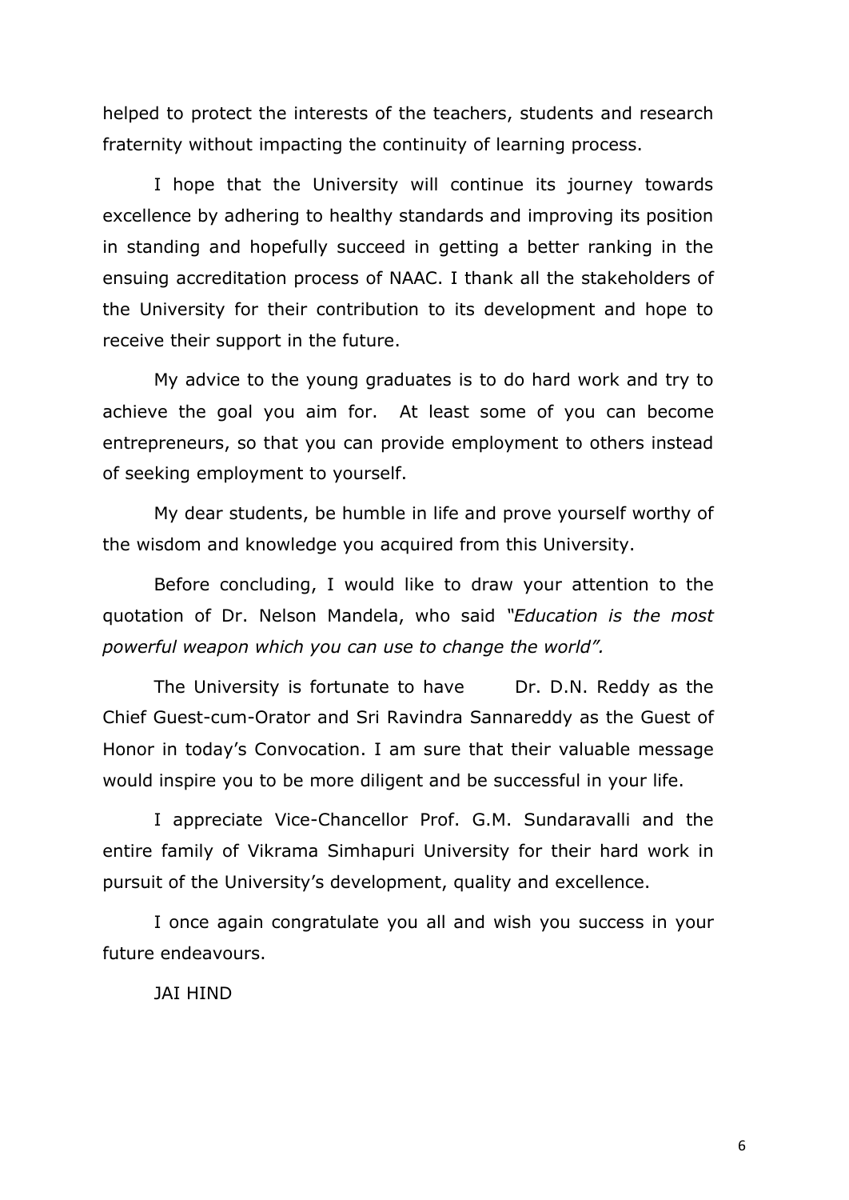helped to protect the interests of the teachers, students and research fraternity without impacting the continuity of learning process.

I hope that the University will continue its journey towards excellence by adhering to healthy standards and improving its position in standing and hopefully succeed in getting a better ranking in the ensuing accreditation process of NAAC. I thank all the stakeholders of the University for their contribution to its development and hope to receive their support in the future.

My advice to the young graduates is to do hard work and try to achieve the goal you aim for. At least some of you can become entrepreneurs, so that you can provide employment to others instead of seeking employment to yourself.

My dear students, be humble in life and prove yourself worthy of the wisdom and knowledge you acquired from this University.

Before concluding, I would like to draw your attention to the quotation of Dr. Nelson Mandela, who said *"Education is the most powerful weapon which you can use to change the world".*

The University is fortunate to have Dr. D.N. Reddy as the Chief Guest-cum-Orator and Sri Ravindra Sannareddy as the Guest of Honor in today's Convocation. I am sure that their valuable message would inspire you to be more diligent and be successful in your life.

I appreciate Vice-Chancellor Prof. G.M. Sundaravalli and the entire family of Vikrama Simhapuri University for their hard work in pursuit of the University's development, quality and excellence.

I once again congratulate you all and wish you success in your future endeavours.

JAI HIND